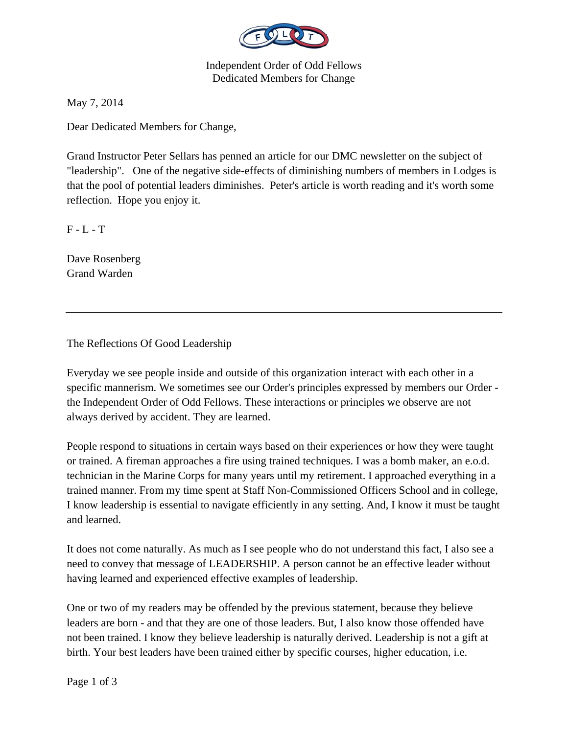Independent Order of Odd Fellows
Dedicated Members for Change

May 7, 2014

Dear Dedicated Members for Change,

Grand Instructor Peter Sellars has penned an article for our DMC newsletter on the subject of "leadership". One of the negative side-effects of diminishing numbers of members in Lodges is that the pool of potential leaders diminishes. Peter's article is worth reading and it's worth some reflection. Hope you enjoy it.

F - L - T

Dave Rosenberg
Grand Warden

---

## The Reflections Of Good Leadership

Everyday we see people inside and outside of this organization interact with each other in a specific mannerism. We sometimes see our Order's principles expressed by members our Order - the Independent Order of Odd Fellows. These interactions or principles we observe are not always derived by accident. They are learned.

People respond to situations in certain ways based on their experiences or how they were taught or trained. A fireman approaches a fire using trained techniques. I was a bomb maker, an e.o.d. technician in the Marine Corps for many years until my retirement. I approached everything in a trained manner. From my time spent at Staff Non-Commissioned Officers School and in college, I know leadership is essential to navigate efficiently in any setting. And, I know it must be taught and learned.

It does not come naturally. As much as I see people who do not understand this fact, I also see a need to convey that message of LEADERSHIP. A person cannot be an effective leader without having learned and experienced effective examples of leadership.

One or two of my readers may be offended by the previous statement, because they believe leaders are born - and that they are one of those leaders. But, I also know those offended have not been trained. I know they believe leadership is naturally derived. Leadership is not a gift at birth. Your best leaders have been trained either by specific courses, higher education, i.e.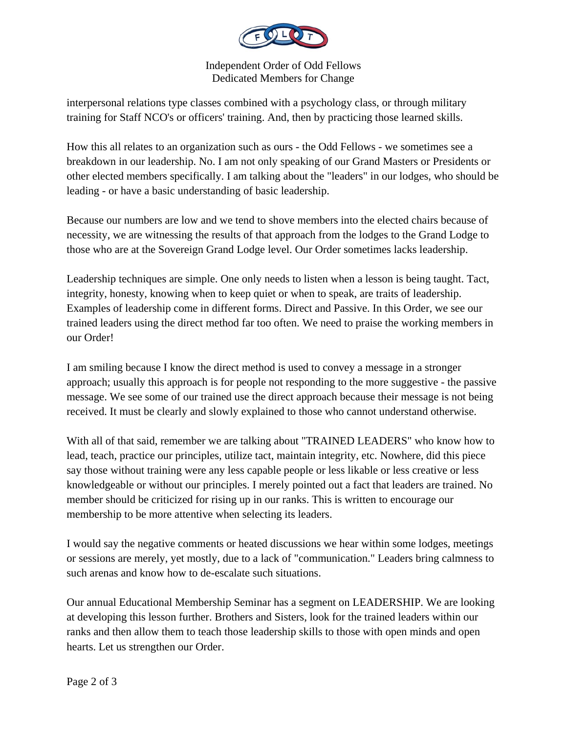interpersonal relations type classes combined with a psychology class, or through military training for Staff NCO's or officers' training. And, then by practicing those learned skills.

How this all relates to an organization such as ours - the Odd Fellows - we sometimes see a breakdown in our leadership. No. I am not only speaking of our Grand Masters or Presidents or other elected members specifically. I am talking about the "leaders" in our lodges, who should be leading - or have a basic understanding of basic leadership.

Because our numbers are low and we tend to shove members into the elected chairs because of necessity, we are witnessing the results of that approach from the lodges to the Grand Lodge to those who are at the Sovereign Grand Lodge level. Our Order sometimes lacks leadership.

Leadership techniques are simple. One only needs to listen when a lesson is being taught. Tact, integrity, honesty, knowing when to keep quiet or when to speak, are traits of leadership. Examples of leadership come in different forms. Direct and Passive. In this Order, we see our trained leaders using the direct method far too often. We need to praise the working members in our Order!

I am smiling because I know the direct method is used to convey a message in a stronger approach; usually this approach is for people not responding to the more suggestive - the passive message. We see some of our trained use the direct approach because their message is not being received. It must be clearly and slowly explained to those who cannot understand otherwise.

With all of that said, remember we are talking about "TRAINED LEADERS" who know how to lead, teach, practice our principles, utilize tact, maintain integrity, etc. Nowhere, did this piece say those without training were any less capable people or less likable or less creative or less knowledgeable or without our principles. I merely pointed out a fact that leaders are trained. No member should be criticized for rising up in our ranks. This is written to encourage our membership to be more attentive when selecting its leaders.

I would say the negative comments or heated discussions we hear within some lodges, meetings or sessions are merely, yet mostly, due to a lack of "communication." Leaders bring calmness to such arenas and know how to de-escalate such situations.

Our annual Educational Membership Seminar has a segment on LEADERSHIP. We are looking at developing this lesson further. Brothers and Sisters, look for the trained leaders within our ranks and then allow them to teach those leadership skills to those with open minds and open hearts. Let us strengthen our Order.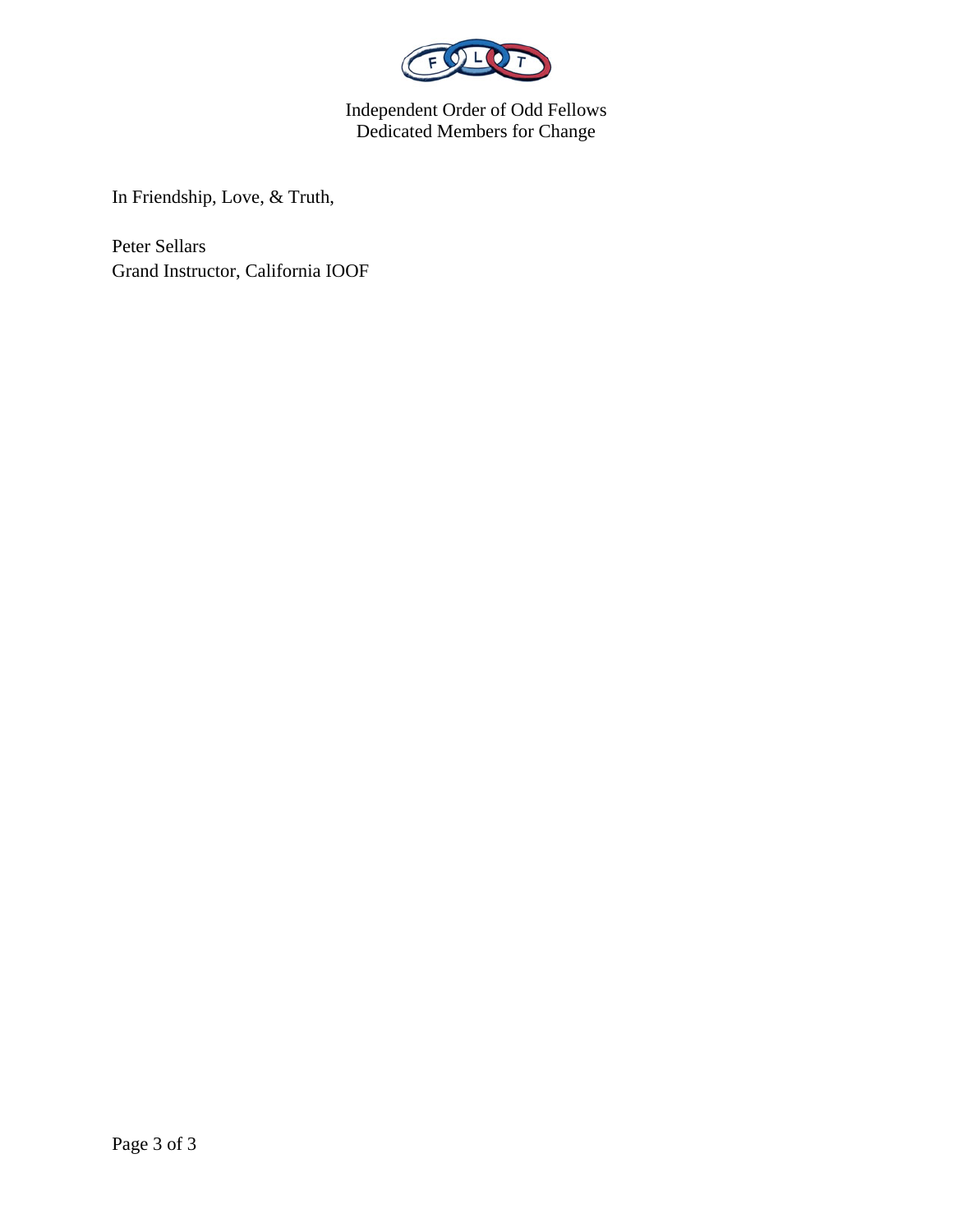Independent Order of Odd Fellows
Dedicated Members for Change

In Friendship, Love, & Truth,

Peter Sellars
Grand Instructor, California IOOF